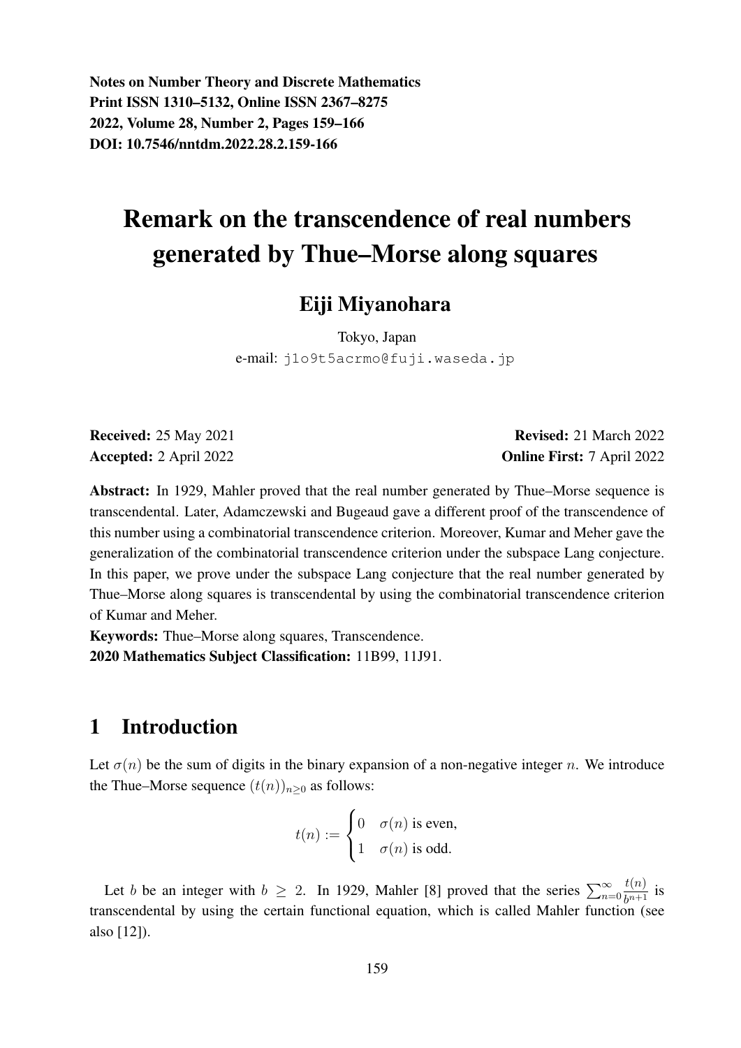**Notes on Number Theory and Discrete Mathematics**
**Print ISSN 1310–5132, Online ISSN 2367–8275**
**2022, Volume 28, Number 2, Pages 159–166**
**DOI: 10.7546/nntdm.2022.28.2.159-166**

# Remark on the transcendence of real numbers generated by Thue–Morse along squares

## Eiji Miyanohara

Tokyo, Japan
e-mail: j1o9t5acrmo@fuji.waseda.jp

**Received:** 25 May 2021 **Revised:** 21 March 2022
**Accepted:** 2 April 2022 **Online First:** 7 April 2022

**Abstract:** In 1929, Mahler proved that the real number generated by Thue–Morse sequence is transcendental. Later, Adamczewski and Bugeaud gave a different proof of the transcendence of this number using a combinatorial transcendence criterion. Moreover, Kumar and Meher gave the generalization of the combinatorial transcendence criterion under the subspace Lang conjecture. In this paper, we prove under the subspace Lang conjecture that the real number generated by Thue–Morse along squares is transcendental by using the combinatorial transcendence criterion of Kumar and Meher.

**Keywords:** Thue–Morse along squares, Transcendence.

**2020 Mathematics Subject Classification:** 11B99, 11J91.

## 1 Introduction

Let $\sigma(n)$ be the sum of digits in the binary expansion of a non-negative integer $n$. We introduce the Thue–Morse sequence $(t(n))_{n\geq 0}$ as follows:

$$t(n) := \begin{cases} 0 & \sigma(n) \text{ is even,} \\ 1 & \sigma(n) \text{ is odd.} \end{cases}$$

Let $b$ be an integer with $b \geq 2$. In 1929, Mahler [8] proved that the series $\sum_{n=0}^{\infty} \frac{t(n)}{b^{n+1}}$ is transcendental by using the certain functional equation, which is called Mahler function (see also [12]).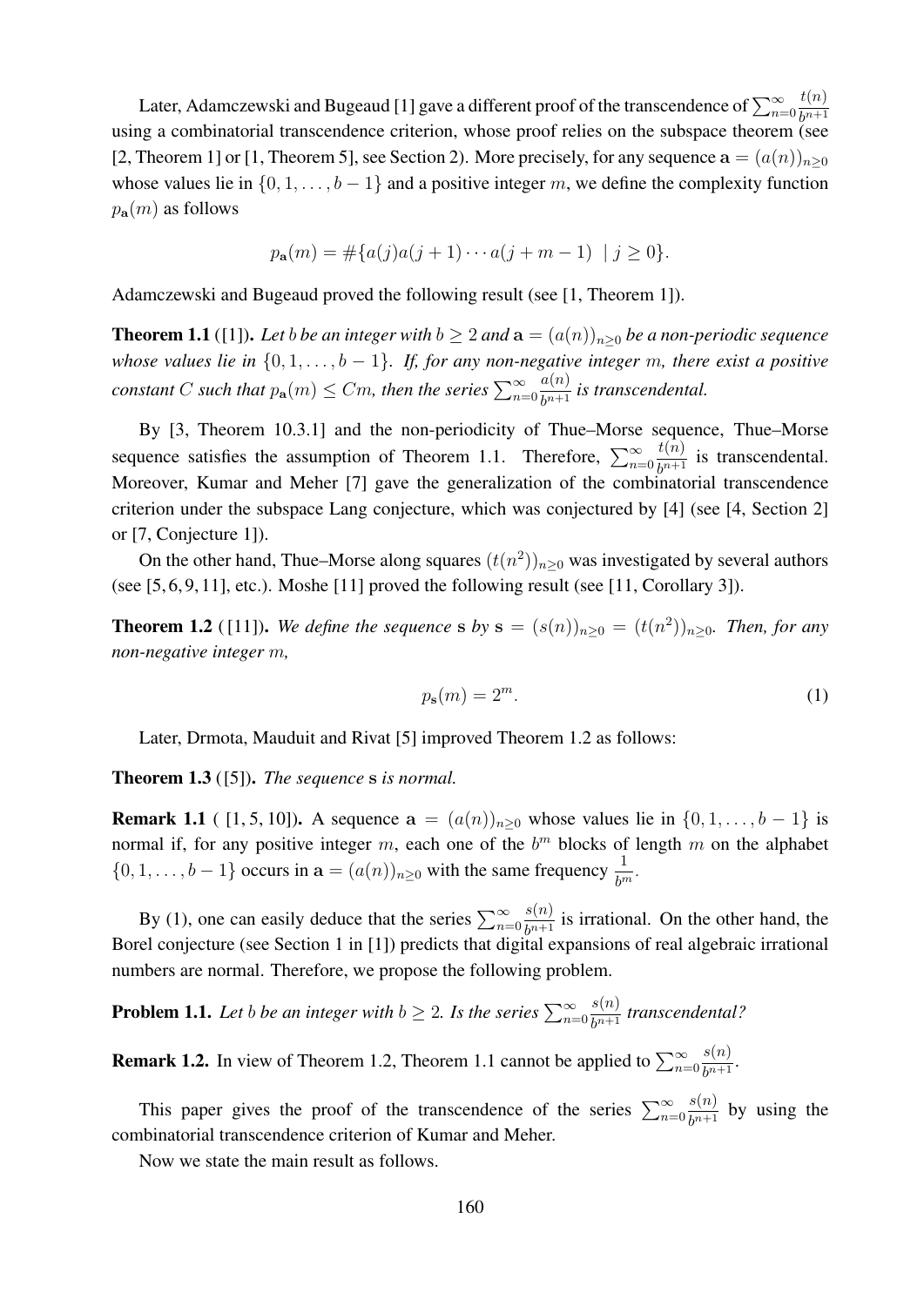Later, Adamczewski and Bugeaud [1] gave a different proof of the transcendence of $\sum_{n=0}^{\infty}\frac{t(n)}{b^{n+1}}$ using a combinatorial transcendence criterion, whose proof relies on the subspace theorem (see [2, Theorem 1] or [1, Theorem 5], see Section 2). More precisely, for any sequence $\mathbf{a} = (a(n))_{n\geq 0}$ whose values lie in $\{0, 1, \ldots, b-1\}$ and a positive integer $m$, we define the complexity function $p_{\mathbf{a}}(m)$ as follows

$$p_{\mathbf{a}}(m) = \#\{a(j)a(j+1)\cdots a(j+m-1) \mid j \geq 0\}.$$

Adamczewski and Bugeaud proved the following result (see [1, Theorem 1]).

**Theorem 1.1** ([1]). *Let $b$ be an integer with $b \geq 2$ and $\mathbf{a} = (a(n))_{n\geq 0}$ be a non-periodic sequence whose values lie in $\{0, 1, \ldots, b-1\}$. If, for any non-negative integer $m$, there exist a positive constant $C$ such that $p_{\mathbf{a}}(m) \leq Cm$, then the series $\sum_{n=0}^{\infty}\frac{a(n)}{b^{n+1}}$ is transcendental.*

By [3, Theorem 10.3.1] and the non-periodicity of Thue–Morse sequence, Thue–Morse sequence satisfies the assumption of Theorem 1.1. Therefore, $\sum_{n=0}^{\infty}\frac{t(n)}{b^{n+1}}$ is transcendental. Moreover, Kumar and Meher [7] gave the generalization of the combinatorial transcendence criterion under the subspace Lang conjecture, which was conjectured by [4] (see [4, Section 2] or [7, Conjecture 1]).

On the other hand, Thue–Morse along squares $(t(n^2))_{n\geq 0}$ was investigated by several authors (see [5, 6, 9, 11], etc.). Moshe [11] proved the following result (see [11, Corollary 3]).

**Theorem 1.2** ([11]). *We define the sequence $\mathbf{s}$ by $\mathbf{s} = (s(n))_{n\geq 0} = (t(n^2))_{n\geq 0}$. Then, for any non-negative integer $m$,*

$$p_{\mathbf{s}}(m) = 2^m. \tag{1}$$

Later, Drmota, Mauduit and Rivat [5] improved Theorem 1.2 as follows:

**Theorem 1.3** ([5]). *The sequence $\mathbf{s}$ is normal.*

**Remark 1.1** ( [1, 5, 10]). A sequence $\mathbf{a} = (a(n))_{n\geq 0}$ whose values lie in $\{0, 1, \ldots, b-1\}$ is normal if, for any positive integer $m$, each one of the $b^m$ blocks of length $m$ on the alphabet $\{0, 1, \ldots, b-1\}$ occurs in $\mathbf{a} = (a(n))_{n\geq 0}$ with the same frequency $\frac{1}{b^m}$.

By (1), one can easily deduce that the series $\sum_{n=0}^{\infty}\frac{s(n)}{b^{n+1}}$ is irrational. On the other hand, the Borel conjecture (see Section 1 in [1]) predicts that digital expansions of real algebraic irrational numbers are normal. Therefore, we propose the following problem.

**Problem 1.1.** *Let $b$ be an integer with $b \geq 2$. Is the series $\sum_{n=0}^{\infty}\frac{s(n)}{b^{n+1}}$ transcendental?*

**Remark 1.2.** In view of Theorem 1.2, Theorem 1.1 cannot be applied to $\sum_{n=0}^{\infty}\frac{s(n)}{b^{n+1}}$.

This paper gives the proof of the transcendence of the series $\sum_{n=0}^{\infty}\frac{s(n)}{b^{n+1}}$ by using the combinatorial transcendence criterion of Kumar and Meher.

Now we state the main result as follows.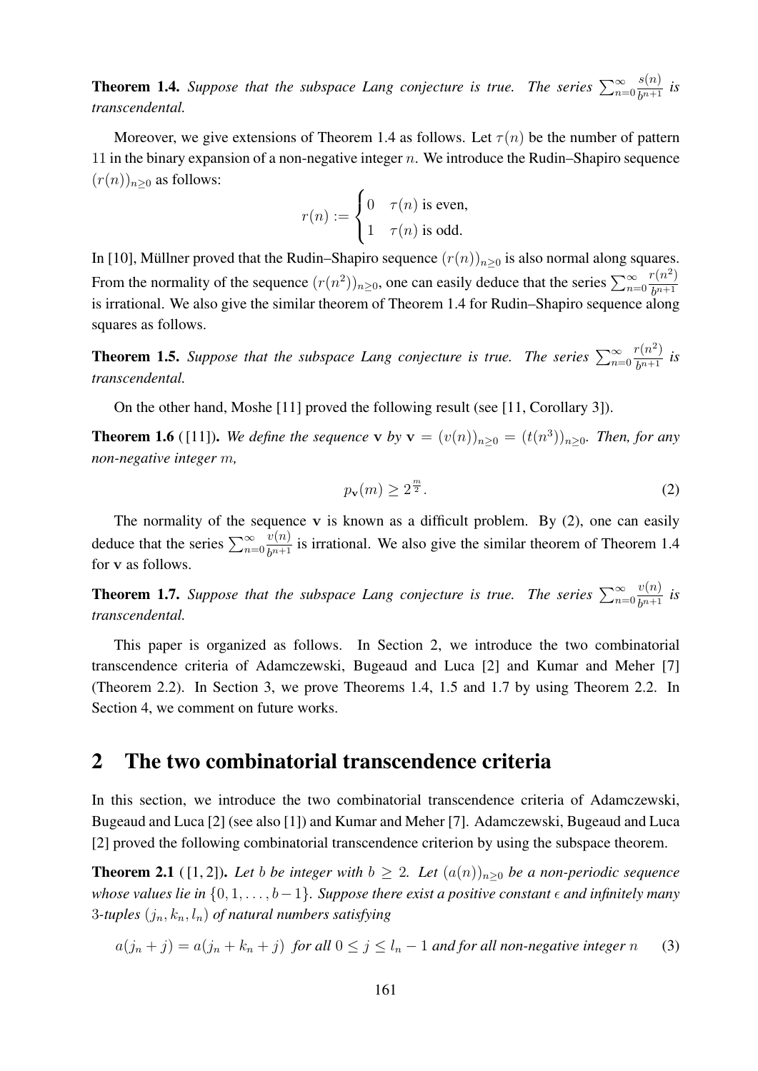**Theorem 1.4.** *Suppose that the subspace Lang conjecture is true. The series* $\sum_{n=0}^{\infty} \frac{s(n)}{b^{n+1}}$ *is transcendental.*

Moreover, we give extensions of Theorem 1.4 as follows. Let $\tau(n)$ be the number of pattern 11 in the binary expansion of a non-negative integer $n$. We introduce the Rudin–Shapiro sequence $(r(n))_{n \geq 0}$ as follows:

$$r(n) := \begin{cases} 0 & \tau(n) \text{ is even,} \\ 1 & \tau(n) \text{ is odd.} \end{cases}$$

In [10], Müllner proved that the Rudin–Shapiro sequence $(r(n))_{n \geq 0}$ is also normal along squares. From the normality of the sequence $(r(n^2))_{n \geq 0}$, one can easily deduce that the series $\sum_{n=0}^{\infty} \frac{r(n^2)}{b^{n+1}}$ is irrational. We also give the similar theorem of Theorem 1.4 for Rudin–Shapiro sequence along squares as follows.

**Theorem 1.5.** *Suppose that the subspace Lang conjecture is true. The series* $\sum_{n=0}^{\infty} \frac{r(n^2)}{b^{n+1}}$ *is transcendental.*

On the other hand, Moshe [11] proved the following result (see [11, Corollary 3]).

**Theorem 1.6** ([11])**.** *We define the sequence* $\mathbf{v}$ *by* $\mathbf{v} = (v(n))_{n \geq 0} = (t(n^3))_{n \geq 0}$. *Then, for any non-negative integer* $m$,

$$p_{\mathbf{v}}(m) \geq 2^{\frac{m}{2}}. \tag{2}$$

The normality of the sequence $\mathbf{v}$ is known as a difficult problem. By (2), one can easily deduce that the series $\sum_{n=0}^{\infty} \frac{v(n)}{b^{n+1}}$ is irrational. We also give the similar theorem of Theorem 1.4 for $\mathbf{v}$ as follows.

**Theorem 1.7.** *Suppose that the subspace Lang conjecture is true. The series* $\sum_{n=0}^{\infty} \frac{v(n)}{b^{n+1}}$ *is transcendental.*

This paper is organized as follows. In Section 2, we introduce the two combinatorial transcendence criteria of Adamczewski, Bugeaud and Luca [2] and Kumar and Meher [7] (Theorem 2.2). In Section 3, we prove Theorems 1.4, 1.5 and 1.7 by using Theorem 2.2. In Section 4, we comment on future works.

## 2 The two combinatorial transcendence criteria

In this section, we introduce the two combinatorial transcendence criteria of Adamczewski, Bugeaud and Luca [2] (see also [1]) and Kumar and Meher [7]. Adamczewski, Bugeaud and Luca [2] proved the following combinatorial transcendence criterion by using the subspace theorem.

**Theorem 2.1** ([1, 2])**.** *Let* $b$ *be integer with* $b \geq 2$. *Let* $(a(n))_{n \geq 0}$ *be a non-periodic sequence whose values lie in* $\{0, 1, \ldots, b-1\}$. *Suppose there exist a positive constant* $\epsilon$ *and infinitely many* 3*-tuples* $(j_n, k_n, l_n)$ *of natural numbers satisfying*

$$a(j_n + j) = a(j_n + k_n + j) \ \textit{for all } 0 \leq j \leq l_n - 1 \textit{ and for all non-negative integer } n \tag{3}$$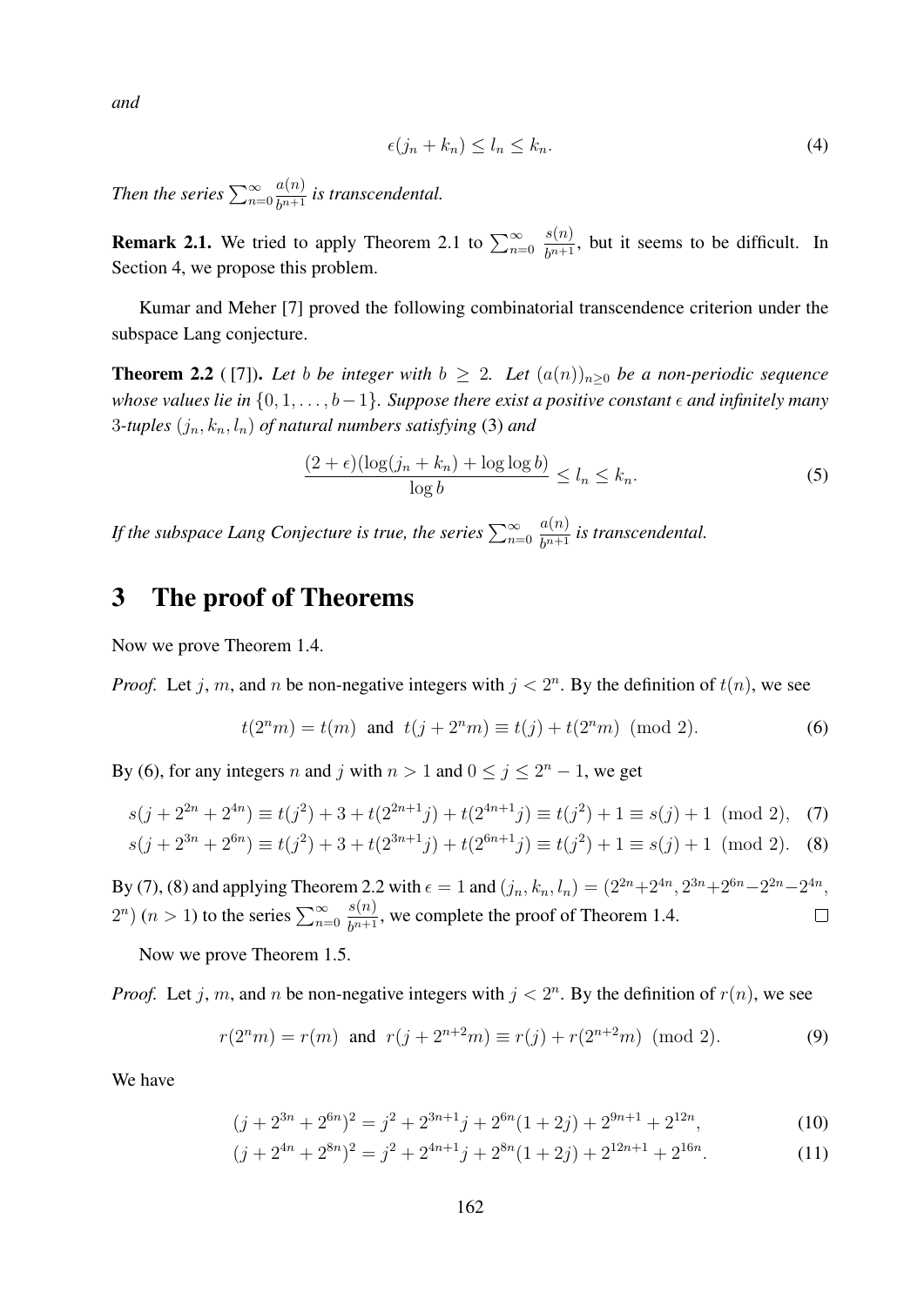*and*

$$\epsilon(j_n + k_n) \leq l_n \leq k_n. \tag{4}$$

*Then the series* $\sum_{n=0}^{\infty} \frac{a(n)}{b^{n+1}}$ *is transcendental.*

**Remark 2.1.** We tried to apply Theorem 2.1 to $\sum_{n=0}^{\infty} \frac{s(n)}{b^{n+1}}$, but it seems to be difficult. In Section 4, we propose this problem.

Kumar and Meher [7] proved the following combinatorial transcendence criterion under the subspace Lang conjecture.

**Theorem 2.2** ( [7]). *Let $b$ be integer with $b \geq 2$. Let $(a(n))_{n\geq 0}$ be a non-periodic sequence whose values lie in $\{0, 1, \ldots, b-1\}$. Suppose there exist a positive constant $\epsilon$ and infinitely many 3-tuples $(j_n, k_n, l_n)$ of natural numbers satisfying* (3) *and*

$$\frac{(2+\epsilon)(\log(j_n + k_n) + \log\log b)}{\log b} \leq l_n \leq k_n. \tag{5}$$

*If the subspace Lang Conjecture is true, the series* $\sum_{n=0}^{\infty} \frac{a(n)}{b^{n+1}}$ *is transcendental.*

# 3 The proof of Theorems

Now we prove Theorem 1.4.

*Proof.* Let $j$, $m$, and $n$ be non-negative integers with $j < 2^n$. By the definition of $t(n)$, we see

$$t(2^n m) = t(m) \text{ and } t(j + 2^n m) \equiv t(j) + t(2^n m) \pmod 2. \tag{6}$$

By (6), for any integers $n$ and $j$ with $n > 1$ and $0 \leq j \leq 2^n - 1$, we get

$$s(j + 2^{2n} + 2^{4n}) \equiv t(j^2) + 3 + t(2^{2n+1}j) + t(2^{4n+1}j) \equiv t(j^2) + 1 \equiv s(j) + 1 \pmod 2, \tag{7}$$

$$s(j + 2^{3n} + 2^{6n}) \equiv t(j^2) + 3 + t(2^{3n+1}j) + t(2^{6n+1}j) \equiv t(j^2) + 1 \equiv s(j) + 1 \pmod 2. \tag{8}$$

By (7), (8) and applying Theorem 2.2 with $\epsilon = 1$ and $(j_n, k_n, l_n) = (2^{2n}+2^{4n}, 2^{3n}+2^{6n}-2^{2n}-2^{4n}, 2^n)$ $(n > 1)$ to the series $\sum_{n=0}^{\infty} \frac{s(n)}{b^{n+1}}$, we complete the proof of Theorem 1.4. ◻

Now we prove Theorem 1.5.

*Proof.* Let $j$, $m$, and $n$ be non-negative integers with $j < 2^n$. By the definition of $r(n)$, we see

$$r(2^n m) = r(m) \text{ and } r(j + 2^{n+2}m) \equiv r(j) + r(2^{n+2}m) \pmod 2. \tag{9}$$

We have

$$(j + 2^{3n} + 2^{6n})^2 = j^2 + 2^{3n+1}j + 2^{6n}(1 + 2j) + 2^{9n+1} + 2^{12n}, \tag{10}$$

$$(j + 2^{4n} + 2^{8n})^2 = j^2 + 2^{4n+1}j + 2^{8n}(1 + 2j) + 2^{12n+1} + 2^{16n}. \tag{11}$$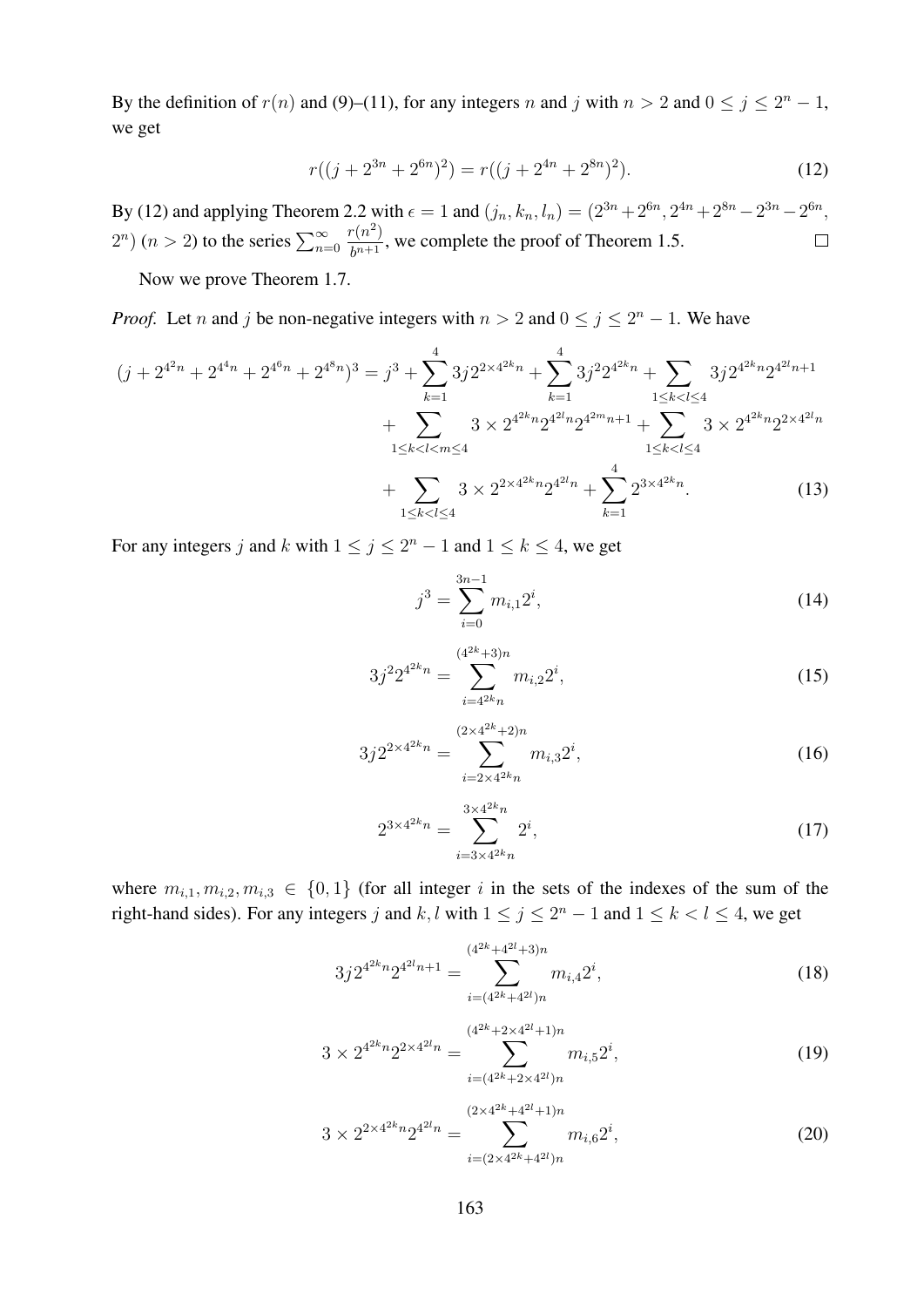By the definition of $r(n)$ and (9)–(11), for any integers $n$ and $j$ with $n > 2$ and $0 \le j \le 2^n - 1$, we get

$$r((j + 2^{3n} + 2^{6n})^2) = r((j + 2^{4n} + 2^{8n})^2). \tag{12}$$

By (12) and applying Theorem 2.2 with $\epsilon = 1$ and $(j_n, k_n, l_n) = (2^{3n} + 2^{6n}, 2^{4n} + 2^{8n} - 2^{3n} - 2^{6n}, 2^n)$ $(n > 2)$ to the series $\sum_{n=0}^{\infty} \frac{r(n^2)}{b^{n+1}}$, we complete the proof of Theorem 1.5. $\square$

Now we prove Theorem 1.7.

*Proof.* Let $n$ and $j$ be non-negative integers with $n > 2$ and $0 \le j \le 2^n - 1$. We have

$$\begin{aligned}(j + 2^{4^2 n} + 2^{4^4 n} + 2^{4^6 n} + 2^{4^8 n})^3 = j^3 &+ \sum_{k=1}^{4} 3j2^{2\times 4^{2k} n} + \sum_{k=1}^{4} 3j^2 2^{4^{2k} n} + \sum_{1\le k<l\le 4} 3j2^{4^{2k} n} 2^{4^{2l} n+1} \\ &+ \sum_{1\le k<l<m\le 4} 3\times 2^{4^{2k} n} 2^{4^{2l} n} 2^{4^{2m} n+1} + \sum_{1\le k<l\le 4} 3\times 2^{4^{2k} n} 2^{2\times 4^{2l} n} \\ &+ \sum_{1\le k<l\le 4} 3\times 2^{2\times 4^{2k} n} 2^{4^{2l} n} + \sum_{k=1}^{4} 2^{3\times 4^{2k} n}.\end{aligned} \tag{13}$$

For any integers $j$ and $k$ with $1 \le j \le 2^n - 1$ and $1 \le k \le 4$, we get

$$j^3 = \sum_{i=0}^{3n-1} m_{i,1} 2^i, \tag{14}$$

$$3j^2 2^{4^{2k} n} = \sum_{i=4^{2k} n}^{(4^{2k}+3)n} m_{i,2} 2^i, \tag{15}$$

$$3j2^{2\times 4^{2k} n} = \sum_{i=2\times 4^{2k} n}^{(2\times 4^{2k}+2)n} m_{i,3} 2^i, \tag{16}$$

$$2^{3\times 4^{2k} n} = \sum_{i=3\times 4^{2k} n}^{3\times 4^{2k} n} 2^i, \tag{17}$$

where $m_{i,1}, m_{i,2}, m_{i,3} \in \{0, 1\}$ (for all integer $i$ in the sets of the indexes of the sum of the right-hand sides). For any integers $j$ and $k, l$ with $1 \le j \le 2^n - 1$ and $1 \le k < l \le 4$, we get

$$3j2^{4^{2k} n} 2^{4^{2l} n+1} = \sum_{i=(4^{2k}+4^{2l})n}^{(4^{2k}+4^{2l}+3)n} m_{i,4} 2^i, \tag{18}$$

$$3\times 2^{4^{2k} n} 2^{2\times 4^{2l} n} = \sum_{i=(4^{2k}+2\times 4^{2l})n}^{(4^{2k}+2\times 4^{2l}+1)n} m_{i,5} 2^i, \tag{19}$$

$$3\times 2^{2\times 4^{2k} n} 2^{4^{2l} n} = \sum_{i=(2\times 4^{2k}+4^{2l})n}^{(2\times 4^{2k}+4^{2l}+1)n} m_{i,6} 2^i, \tag{20}$$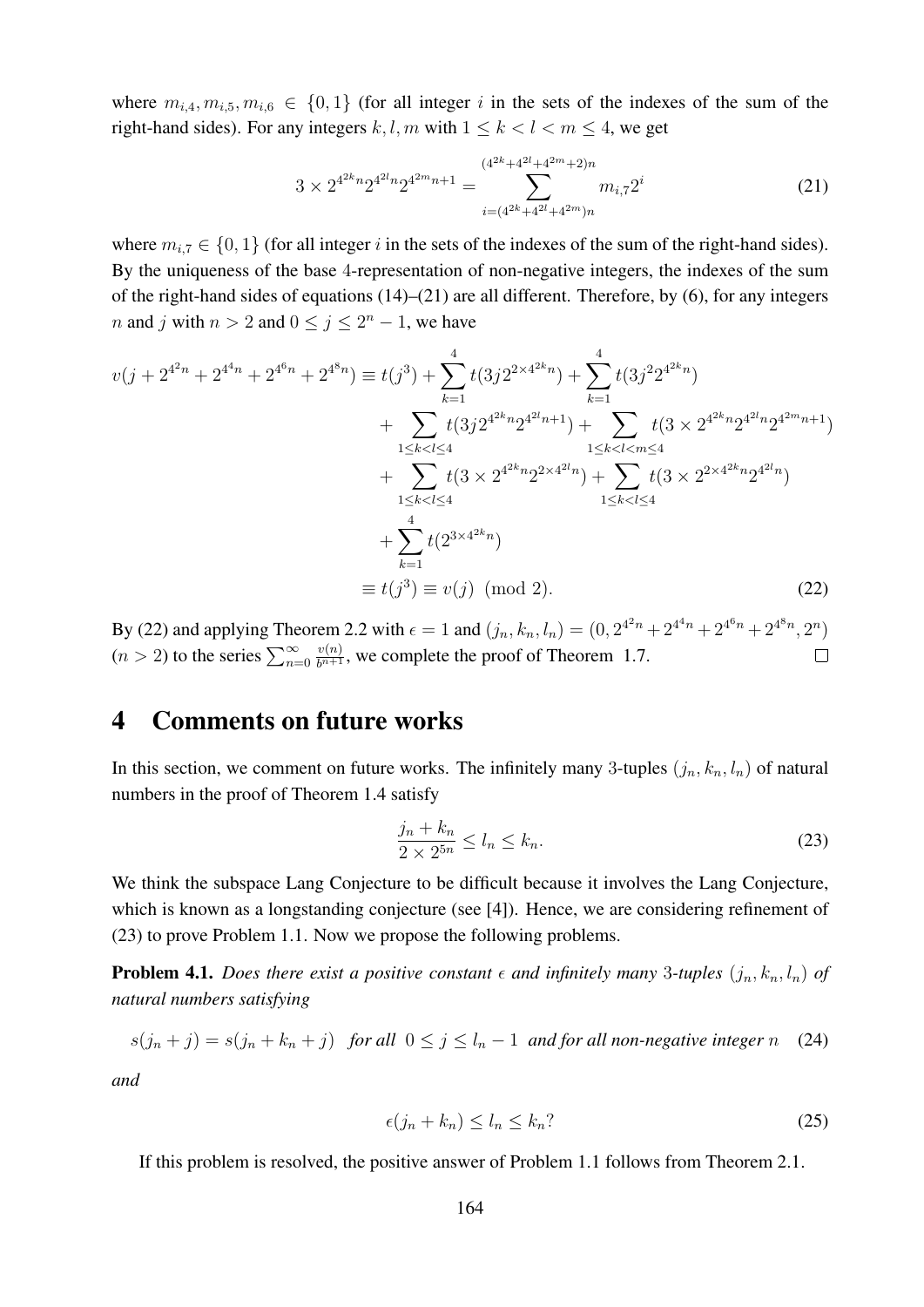where $m_{i,4}, m_{i,5}, m_{i,6} \in \{0,1\}$ (for all integer $i$ in the sets of the indexes of the sum of the right-hand sides). For any integers $k, l, m$ with $1 \le k < l < m \le 4$, we get

$$3 \times 2^{4^{2k}n} 2^{4^{2l}n} 2^{4^{2m}n+1} = \sum_{i=(4^{2k}+4^{2l}+4^{2m})n}^{(4^{2k}+4^{2l}+4^{2m}+2)n} m_{i,7} 2^i \tag{21}$$

where $m_{i,7} \in \{0,1\}$ (for all integer $i$ in the sets of the indexes of the sum of the right-hand sides). By the uniqueness of the base 4-representation of non-negative integers, the indexes of the sum of the right-hand sides of equations (14)–(21) are all different. Therefore, by (6), for any integers $n$ and $j$ with $n > 2$ and $0 \le j \le 2^n - 1$, we have

$$\begin{aligned}
v(j + 2^{4^2 n} + 2^{4^4 n} + 2^{4^6 n} + 2^{4^8 n}) &\equiv t(j^3) + \sum_{k=1}^{4} t(3j 2^{2\times 4^{2k}n}) + \sum_{k=1}^{4} t(3j^2 2^{4^{2k}n}) \\
&\quad + \sum_{1 \le k < l \le 4} t(3j 2^{4^{2k}n} 2^{4^{2l}n+1}) + \sum_{1 \le k < l < m \le 4} t(3 \times 2^{4^{2k}n} 2^{4^{2l}n} 2^{4^{2m}n+1}) \\
&\quad + \sum_{1 \le k < l \le 4} t(3 \times 2^{4^{2k}n} 2^{2\times 4^{2l}n}) + \sum_{1 \le k < l \le 4} t(3 \times 2^{2\times 4^{2k}n} 2^{4^{2l}n}) \\
&\quad + \sum_{k=1}^{4} t(2^{3\times 4^{2k}n}) \\
&\equiv t(j^3) \equiv v(j) \pmod{2}.
\end{aligned} \tag{22}$$

By (22) and applying Theorem 2.2 with $\epsilon = 1$ and $(j_n, k_n, l_n) = (0, 2^{4^2 n} + 2^{4^4 n} + 2^{4^6 n} + 2^{4^8 n}, 2^n)$ ($n > 2$) to the series $\sum_{n=0}^{\infty} \frac{v(n)}{b^{n+1}}$, we complete the proof of Theorem 1.7. □

## 4 Comments on future works

In this section, we comment on future works. The infinitely many 3-tuples $(j_n, k_n, l_n)$ of natural numbers in the proof of Theorem 1.4 satisfy

$$\frac{j_n + k_n}{2 \times 2^{5n}} \le l_n \le k_n. \tag{23}$$

We think the subspace Lang Conjecture to be difficult because it involves the Lang Conjecture, which is known as a longstanding conjecture (see [4]). Hence, we are considering refinement of (23) to prove Problem 1.1. Now we propose the following problems.

**Problem 4.1.** *Does there exist a positive constant $\epsilon$ and infinitely many 3-tuples $(j_n, k_n, l_n)$ of natural numbers satisfying*

$$s(j_n + j) = s(j_n + k_n + j) \quad \textit{for all } \ 0 \le j \le l_n - 1 \ \textit{ and for all non-negative integer } n \tag{24}$$

*and*

$$\epsilon(j_n + k_n) \le l_n \le k_n? \tag{25}$$

If this problem is resolved, the positive answer of Problem 1.1 follows from Theorem 2.1.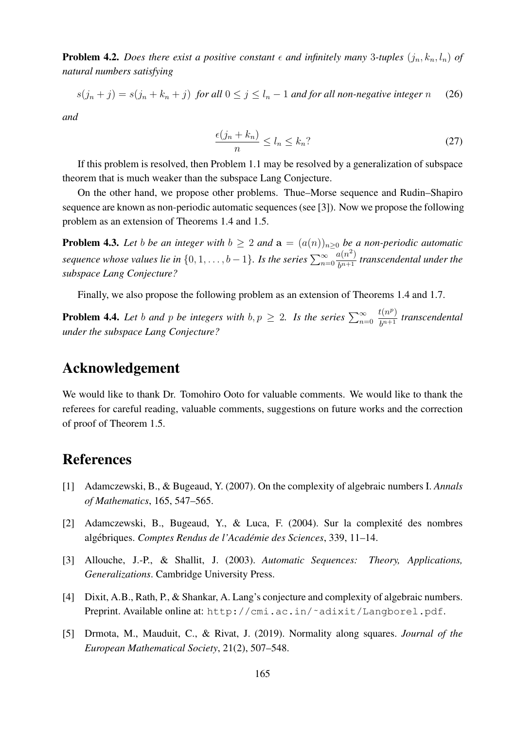**Problem 4.2.** *Does there exist a positive constant $\epsilon$ and infinitely many 3-tuples $(j_n, k_n, l_n)$ of natural numbers satisfying*

$$s(j_n + j) = s(j_n + k_n + j) \text{ for all } 0 \le j \le l_n - 1 \text{ and for all non-negative integer } n \tag{26}$$

*and*

$$\frac{\epsilon(j_n + k_n)}{n} \le l_n \le k_n? \tag{27}$$

If this problem is resolved, then Problem 1.1 may be resolved by a generalization of subspace theorem that is much weaker than the subspace Lang Conjecture.

On the other hand, we propose other problems. Thue–Morse sequence and Rudin–Shapiro sequence are known as non-periodic automatic sequences (see [3]). Now we propose the following problem as an extension of Theorems 1.4 and 1.5.

**Problem 4.3.** *Let $b$ be an integer with $b \ge 2$ and $\mathbf{a} = (a(n))_{n \ge 0}$ be a non-periodic automatic sequence whose values lie in $\{0, 1, \ldots, b-1\}$. Is the series $\sum_{n=0}^{\infty} \frac{a(n^2)}{b^{n+1}}$ transcendental under the subspace Lang Conjecture?*

Finally, we also propose the following problem as an extension of Theorems 1.4 and 1.7.

**Problem 4.4.** *Let $b$ and $p$ be integers with $b, p \ge 2$. Is the series $\sum_{n=0}^{\infty} \frac{t(n^p)}{b^{n+1}}$ transcendental under the subspace Lang Conjecture?*

# Acknowledgement

We would like to thank Dr. Tomohiro Ooto for valuable comments. We would like to thank the referees for careful reading, valuable comments, suggestions on future works and the correction of proof of Theorem 1.5.

# References

[1] Adamczewski, B., & Bugeaud, Y. (2007). On the complexity of algebraic numbers I. *Annals of Mathematics*, 165, 547–565.

[2] Adamczewski, B., Bugeaud, Y., & Luca, F. (2004). Sur la complexité des nombres algébriques. *Comptes Rendus de l'Académie des Sciences*, 339, 11–14.

[3] Allouche, J.-P., & Shallit, J. (2003). *Automatic Sequences: Theory, Applications, Generalizations*. Cambridge University Press.

[4] Dixit, A.B., Rath, P., & Shankar, A. Lang's conjecture and complexity of algebraic numbers. Preprint. Available online at: `http://cmi.ac.in/~adixit/Langborel.pdf`.

[5] Drmota, M., Mauduit, C., & Rivat, J. (2019). Normality along squares. *Journal of the European Mathematical Society*, 21(2), 507–548.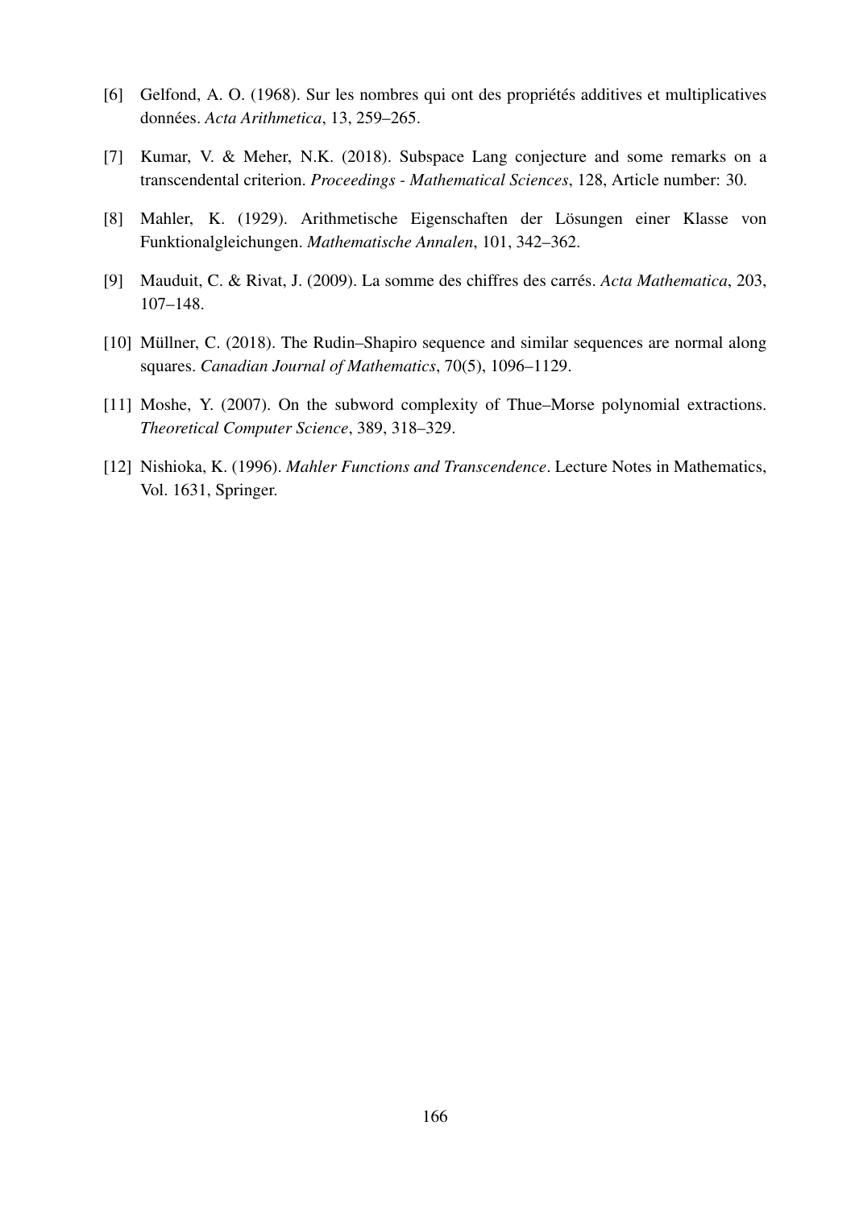[6] Gelfond, A. O. (1968). Sur les nombres qui ont des propriétés additives et multiplicatives données. *Acta Arithmetica*, 13, 259–265.

[7] Kumar, V. & Meher, N.K. (2018). Subspace Lang conjecture and some remarks on a transcendental criterion. *Proceedings - Mathematical Sciences*, 128, Article number: 30.

[8] Mahler, K. (1929). Arithmetische Eigenschaften der Lösungen einer Klasse von Funktionalgleichungen. *Mathematische Annalen*, 101, 342–362.

[9] Mauduit, C. & Rivat, J. (2009). La somme des chiffres des carrés. *Acta Mathematica*, 203, 107–148.

[10] Müllner, C. (2018). The Rudin–Shapiro sequence and similar sequences are normal along squares. *Canadian Journal of Mathematics*, 70(5), 1096–1129.

[11] Moshe, Y. (2007). On the subword complexity of Thue–Morse polynomial extractions. *Theoretical Computer Science*, 389, 318–329.

[12] Nishioka, K. (1996). *Mahler Functions and Transcendence*. Lecture Notes in Mathematics, Vol. 1631, Springer.